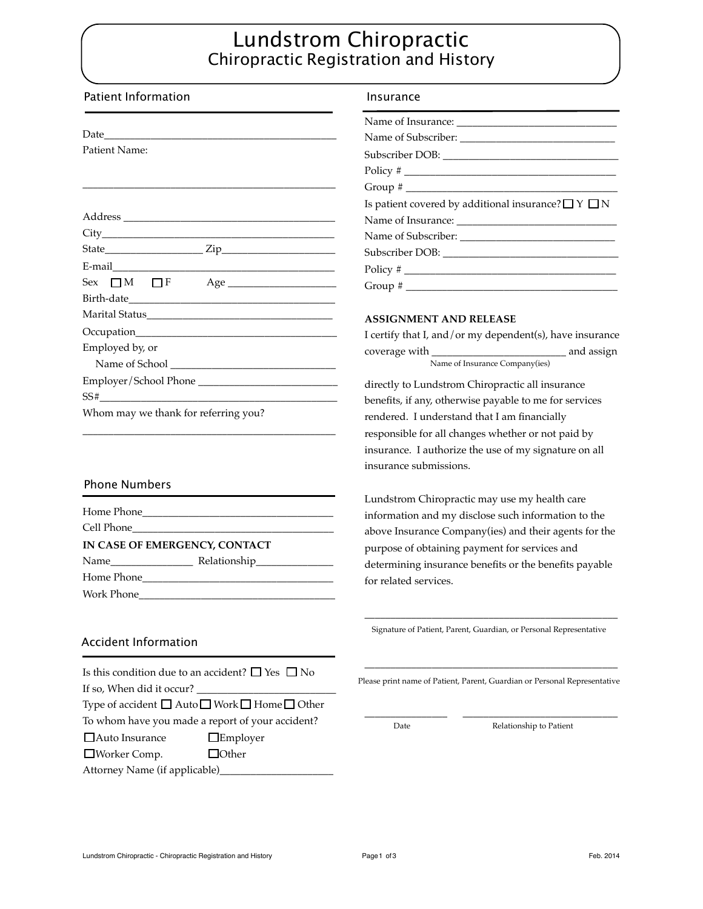# Lundstrom Chiropractic

## Chiropractic Registration and History

### Patient Information

Date_______________________________________

Patient Name:

_______________________________________

Address _______________________________________

City_______________________________________

State_________________ Zip____________________

E-mail_______________________________________

Sex ☐ M ☐ F Age ___________________

Birth-date_______________________________________

Marital Status___________________________________

Occupation_____________________________________

Employed by, or
Name of School _____________________________

Employer/School Phone _________________________

SS#_______________________________________

Whom may we thank for referring you?

_______________________________________

### Phone Numbers

Home Phone___________________________________

Cell Phone___________________________________

**IN CASE OF EMERGENCY, CONTACT**

Name_______________ Relationship______________

Home Phone___________________________________

Work Phone___________________________________

### Accident Information

Is this condition due to an accident? ☐ Yes ☐ No

If so, When did it occur? _________________________

Type of accident ☐ Auto ☐ Work ☐ Home ☐ Other

To whom have you made a report of your accident?

☐Auto Insurance ☐Employer

☐Worker Comp. ☐Other

Attorney Name (if applicable)____________________

### Insurance

Name of Insurance: _____________________________

Name of Subscriber: _____________________________

Subscriber DOB: ________________________________

Policy # _______________________________________

Group # _______________________________________

Is patient covered by additional insurance? ☐ Y ☐ N

Name of Insurance: _____________________________

Name of Subscriber: _____________________________

Subscriber DOB: ________________________________

Policy # _______________________________________

Group # _______________________________________

**ASSIGNMENT AND RELEASE**

I certify that I, and/or my dependent(s), have insurance coverage with ________________________ and assign
Name of Insurance Company(ies)

directly to Lundstrom Chiropractic all insurance benefits, if any, otherwise payable to me for services rendered. I understand that I am financially responsible for all changes whether or not paid by insurance. I authorize the use of my signature on all insurance submissions.

Lundstrom Chiropractic may use my health care information and my disclose such information to the above Insurance Company(ies) and their agents for the purpose of obtaining payment for services and determining insurance benefits or the benefits payable for related services.

_______________________________________
Signature of Patient, Parent, Guardian, or Personal Representative

_______________________________________
Please print name of Patient, Parent, Guardian or Personal Representative

_______________ _______________________________
Date Relationship to Patient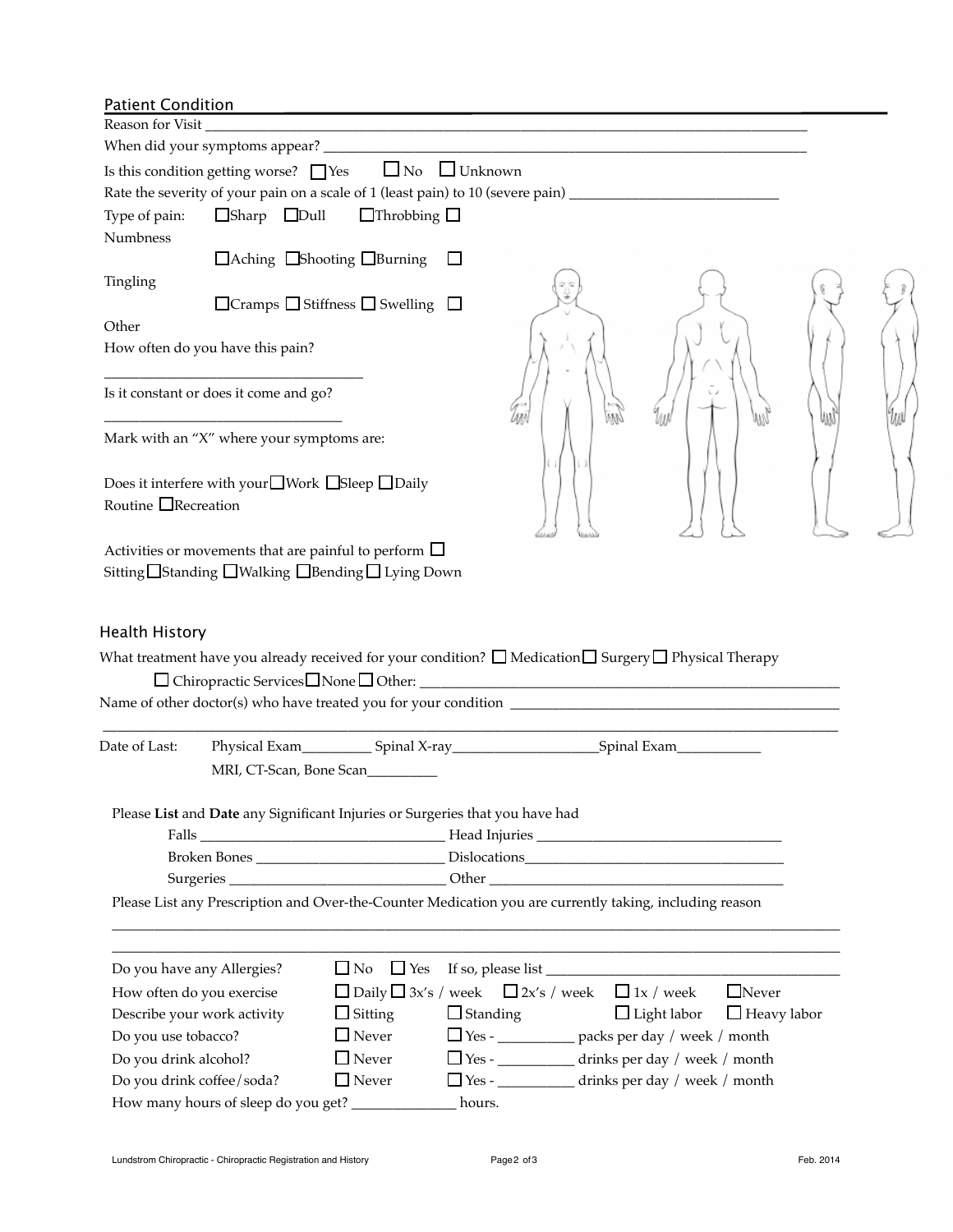## Patient Condition

Reason for Visit ____________________________________________________________________________

When did your symptoms appear? ______________________________________________________________

Is this condition getting worse? ☐ Yes ☐ No ☐ Unknown

Rate the severity of your pain on a scale of 1 (least pain) to 10 (severe pain) ___________________________

Type of pain: ☐ Sharp ☐ Dull ☐ Throbbing ☐ Numbness

☐ Aching ☐ Shooting ☐ Burning ☐ Tingling

☐ Cramps ☐ Stiffness ☐ Swelling ☐ Other

How often do you have this pain?

______________________________

Is it constant or does it come and go?

______________________________

Mark with an "X" where your symptoms are:

Does it interfere with your ☐ Work ☐ Sleep ☐ Daily Routine ☐ Recreation

Activities or movements that are painful to perform ☐ Sitting ☐ Standing ☐ Walking ☐ Bending ☐ Lying Down

## Health History

What treatment have you already received for your condition? ☐ Medication ☐ Surgery ☐ Physical Therapy ☐ Chiropractic Services ☐ None ☐ Other: ______________________________________________

Name of other doctor(s) who have treated you for your condition ____________________________________

_______________________________________________________________________________________

Date of Last: Physical Exam_________ Spinal X-ray___________________ Spinal Exam___________

MRI, CT-Scan, Bone Scan_________

Please **List** and **Date** any Significant Injuries or Surgeries that you have had

Falls ________________________________ Head Injuries ________________________________

Broken Bones __________________________ Dislocations__________________________________

Surgeries ______________________________ Other ______________________________________

Please List any Prescription and Over-the-Counter Medication you are currently taking, including reason

_______________________________________________________________________________________

_______________________________________________________________________________________

Do you have any Allergies? ☐ No ☐ Yes If so, please list ______________________________________

How often do you exercise ☐ Daily ☐ 3x's / week ☐ 2x's / week ☐ 1x / week ☐ Never

Describe your work activity ☐ Sitting ☐ Standing ☐ Light labor ☐ Heavy labor

Do you use tobacco? ☐ Never ☐ Yes - __________ packs per day / week / month

Do you drink alcohol? ☐ Never ☐ Yes - __________ drinks per day / week / month

Do you drink coffee/soda? ☐ Never ☐ Yes - __________ drinks per day / week / month

How many hours of sleep do you get? ______________ hours.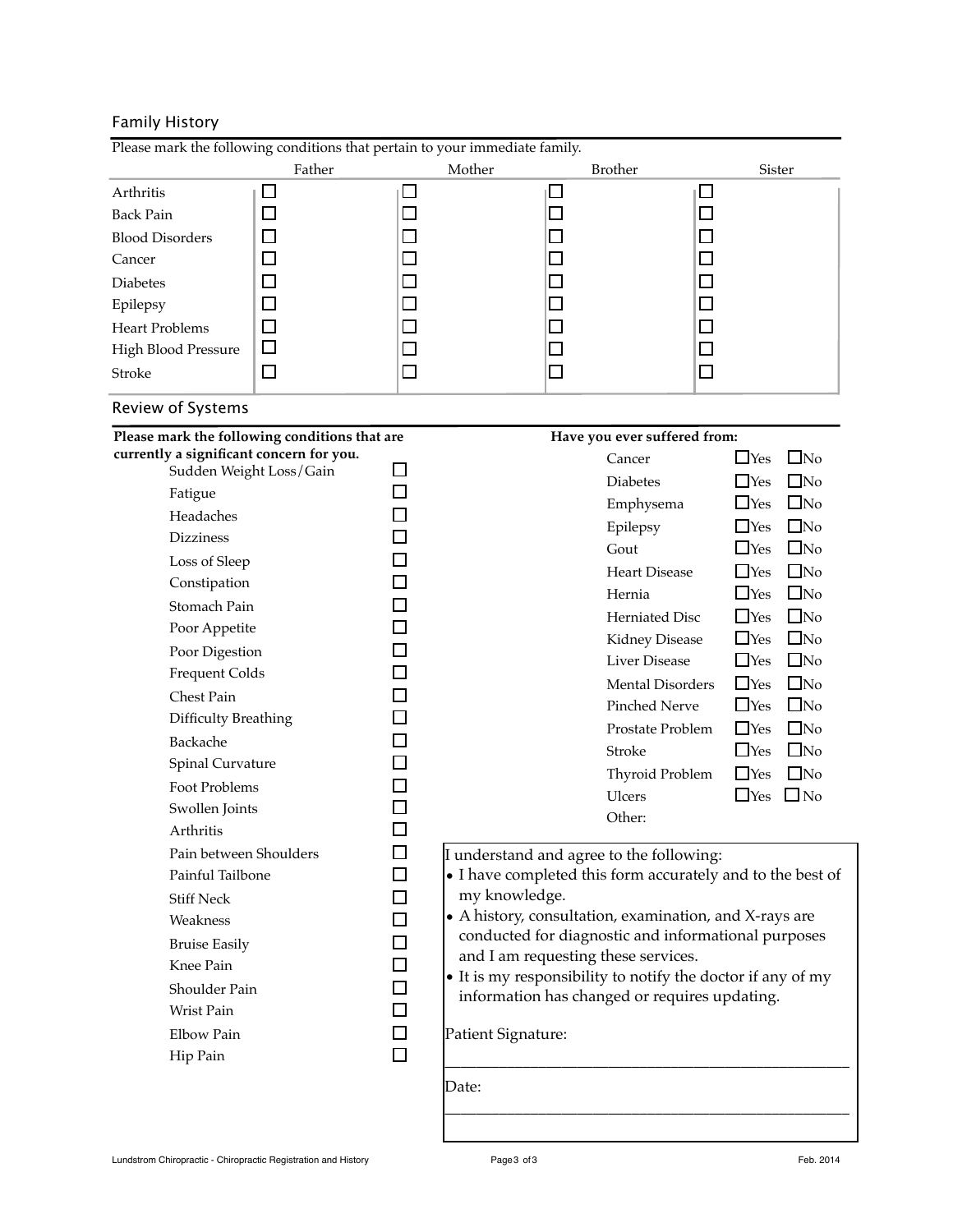## Family History

Please mark the following conditions that pertain to your immediate family.

| | Father | Mother | Brother | Sister |
|---|---|---|---|---|
| Arthritis | ☐ | ☐ | ☐ | ☐ |
| Back Pain | ☐ | ☐ | ☐ | ☐ |
| Blood Disorders | ☐ | ☐ | ☐ | ☐ |
| Cancer | ☐ | ☐ | ☐ | ☐ |
| Diabetes | ☐ | ☐ | ☐ | ☐ |
| Epilepsy | ☐ | ☐ | ☐ | ☐ |
| Heart Problems | ☐ | ☐ | ☐ | ☐ |
| High Blood Pressure | ☐ | ☐ | ☐ | ☐ |
| Stroke | ☐ | ☐ | ☐ | ☐ |

## Review of Systems

**Please mark the following conditions that are currently a significant concern for you.**

| | |
|---|---|
| Sudden Weight Loss/Gain | ☐ |
| Fatigue | ☐ |
| Headaches | ☐ |
| Dizziness | ☐ |
| Loss of Sleep | ☐ |
| Constipation | ☐ |
| Stomach Pain | ☐ |
| Poor Appetite | ☐ |
| Poor Digestion | ☐ |
| Frequent Colds | ☐ |
| Chest Pain | ☐ |
| Difficulty Breathing | ☐ |
| Backache | ☐ |
| Spinal Curvature | ☐ |
| Foot Problems | ☐ |
| Swollen Joints | ☐ |
| Arthritis | ☐ |
| Pain between Shoulders | ☐ |
| Painful Tailbone | ☐ |
| Stiff Neck | ☐ |
| Weakness | ☐ |
| Bruise Easily | ☐ |
| Knee Pain | ☐ |
| Shoulder Pain | ☐ |
| Wrist Pain | ☐ |
| Elbow Pain | ☐ |
| Hip Pain | ☐ |

**Have you ever suffered from:**

| | | |
|---|---|---|
| Cancer | ☐Yes | ☐No |
| Diabetes | ☐Yes | ☐No |
| Emphysema | ☐Yes | ☐No |
| Epilepsy | ☐Yes | ☐No |
| Gout | ☐Yes | ☐No |
| Heart Disease | ☐Yes | ☐No |
| Hernia | ☐Yes | ☐No |
| Herniated Disc | ☐Yes | ☐No |
| Kidney Disease | ☐Yes | ☐No |
| Liver Disease | ☐Yes | ☐No |
| Mental Disorders | ☐Yes | ☐No |
| Pinched Nerve | ☐Yes | ☐No |
| Prostate Problem | ☐Yes | ☐No |
| Stroke | ☐Yes | ☐No |
| Thyroid Problem | ☐Yes | ☐No |
| Ulcers | ☐Yes | ☐No |
| Other: | | |

I understand and agree to the following:

- I have completed this form accurately and to the best of my knowledge.
- A history, consultation, examination, and X-rays are conducted for diagnostic and informational purposes and I am requesting these services.
- It is my responsibility to notify the doctor if any of my information has changed or requires updating.

Patient Signature: \_\_\_\_\_\_\_\_\_\_\_\_\_\_\_\_\_\_\_\_\_\_\_\_\_\_\_\_\_\_\_\_\_\_\_\_\_\_\_\_

Date: \_\_\_\_\_\_\_\_\_\_\_\_\_\_\_\_\_\_\_\_\_\_\_\_\_\_\_\_\_\_\_\_\_\_\_\_\_\_\_\_